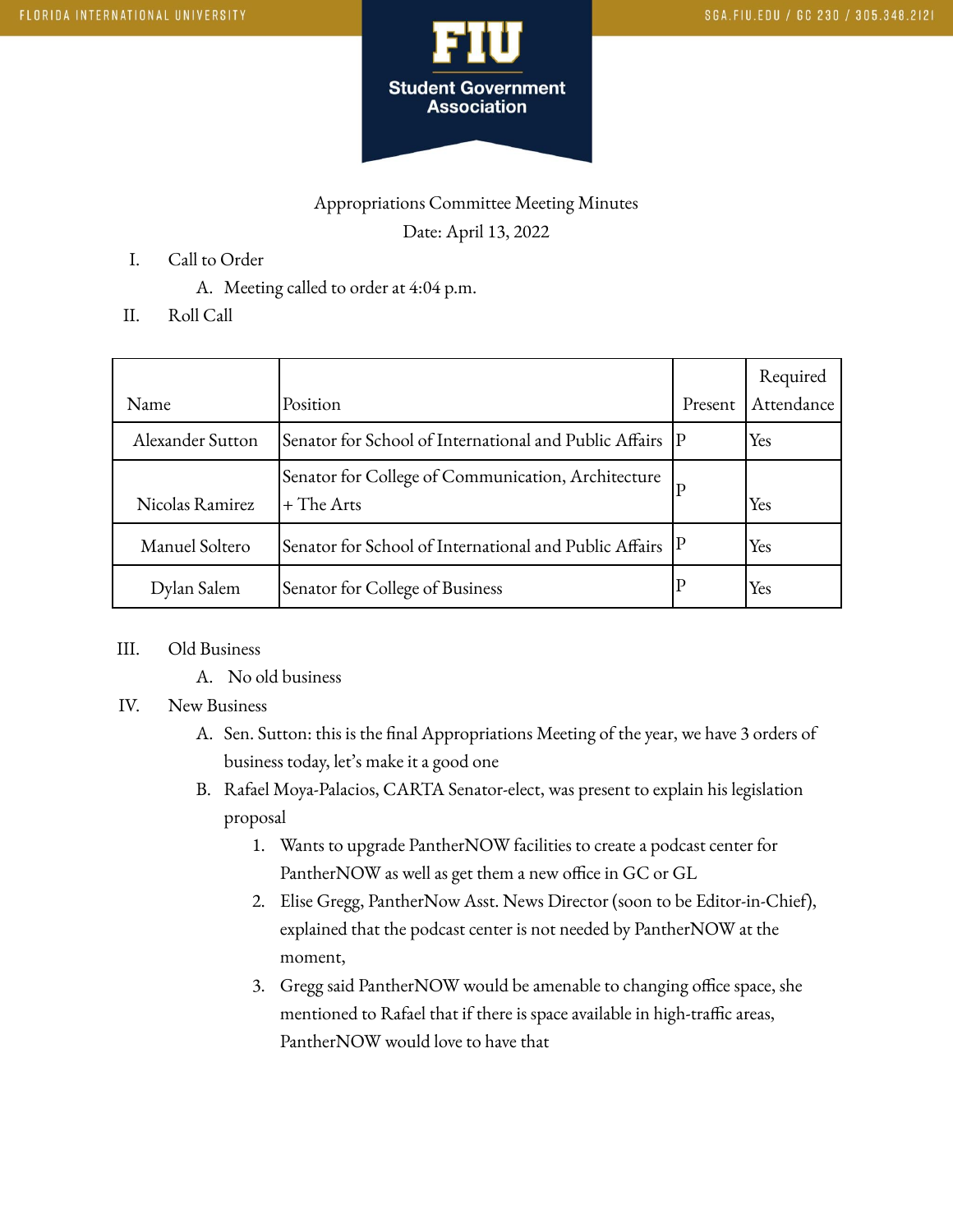FIU Student Government Association

Appropriations Committee Meeting Minutes

Date: April 13, 2022

I. Call to Order
   A. Meeting called to order at 4:04 p.m.

II. Roll Call

| Name | Position | Present | Required Attendance |
|---|---|---|---|
| Alexander Sutton | Senator for School of International and Public Affairs | P | Yes |
| Nicolas Ramirez | Senator for College of Communication, Architecture + The Arts | P | Yes |
| Manuel Soltero | Senator for School of International and Public Affairs | P | Yes |
| Dylan Salem | Senator for College of Business | P | Yes |

III. Old Business
   A. No old business

IV. New Business
   A. Sen. Sutton: this is the final Appropriations Meeting of the year, we have 3 orders of business today, let's make it a good one
   B. Rafael Moya-Palacios, CARTA Senator-elect, was present to explain his legislation proposal
      1. Wants to upgrade PantherNOW facilities to create a podcast center for PantherNOW as well as get them a new office in GC or GL
      2. Elise Gregg, PantherNow Asst. News Director (soon to be Editor-in-Chief), explained that the podcast center is not needed by PantherNOW at the moment,
      3. Gregg said PantherNOW would be amenable to changing office space, she mentioned to Rafael that if there is space available in high-traffic areas, PantherNOW would love to have that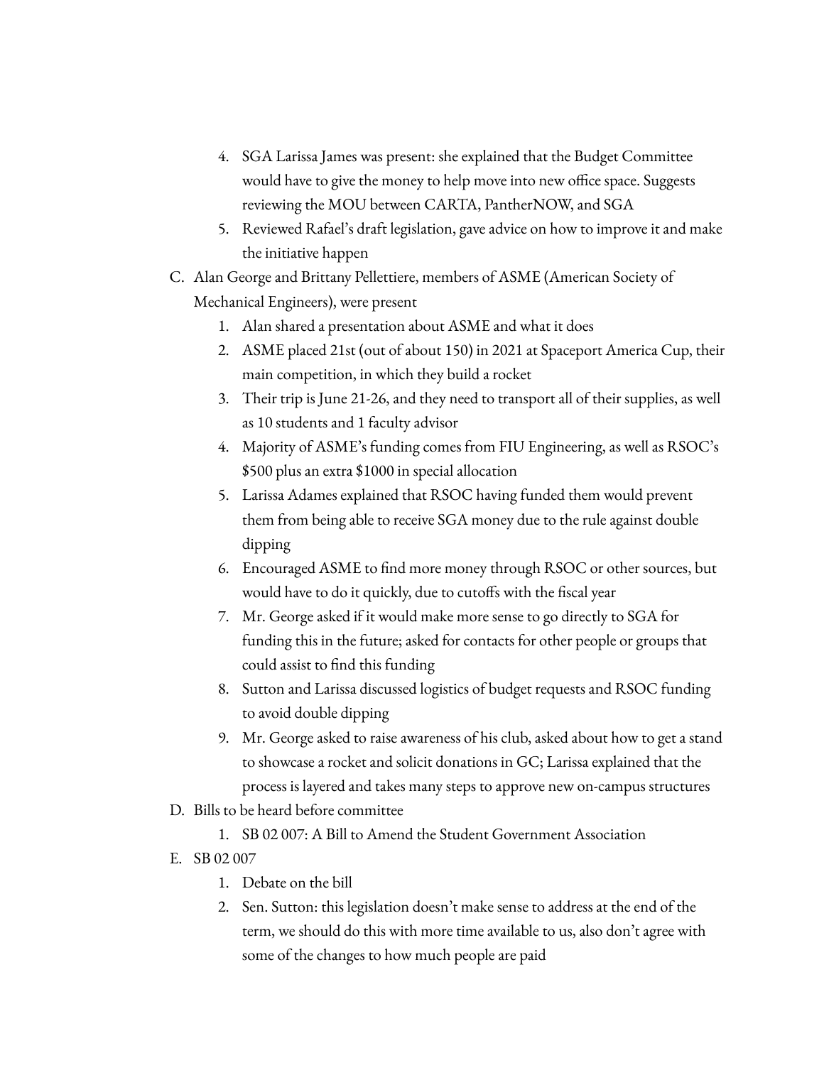4. SGA Larissa James was present: she explained that the Budget Committee would have to give the money to help move into new office space. Suggests reviewing the MOU between CARTA, PantherNOW, and SGA
5. Reviewed Rafael's draft legislation, gave advice on how to improve it and make the initiative happen

C. Alan George and Brittany Pellettiere, members of ASME (American Society of Mechanical Engineers), were present
   1. Alan shared a presentation about ASME and what it does
   2. ASME placed 21st (out of about 150) in 2021 at Spaceport America Cup, their main competition, in which they build a rocket
   3. Their trip is June 21-26, and they need to transport all of their supplies, as well as 10 students and 1 faculty advisor
   4. Majority of ASME's funding comes from FIU Engineering, as well as RSOC's $500 plus an extra $1000 in special allocation
   5. Larissa Adames explained that RSOC having funded them would prevent them from being able to receive SGA money due to the rule against double dipping
   6. Encouraged ASME to find more money through RSOC or other sources, but would have to do it quickly, due to cutoffs with the fiscal year
   7. Mr. George asked if it would make more sense to go directly to SGA for funding this in the future; asked for contacts for other people or groups that could assist to find this funding
   8. Sutton and Larissa discussed logistics of budget requests and RSOC funding to avoid double dipping
   9. Mr. George asked to raise awareness of his club, asked about how to get a stand to showcase a rocket and solicit donations in GC; Larissa explained that the process is layered and takes many steps to approve new on-campus structures

D. Bills to be heard before committee
   1. SB 02 007: A Bill to Amend the Student Government Association

E. SB 02 007
   1. Debate on the bill
   2. Sen. Sutton: this legislation doesn't make sense to address at the end of the term, we should do this with more time available to us, also don't agree with some of the changes to how much people are paid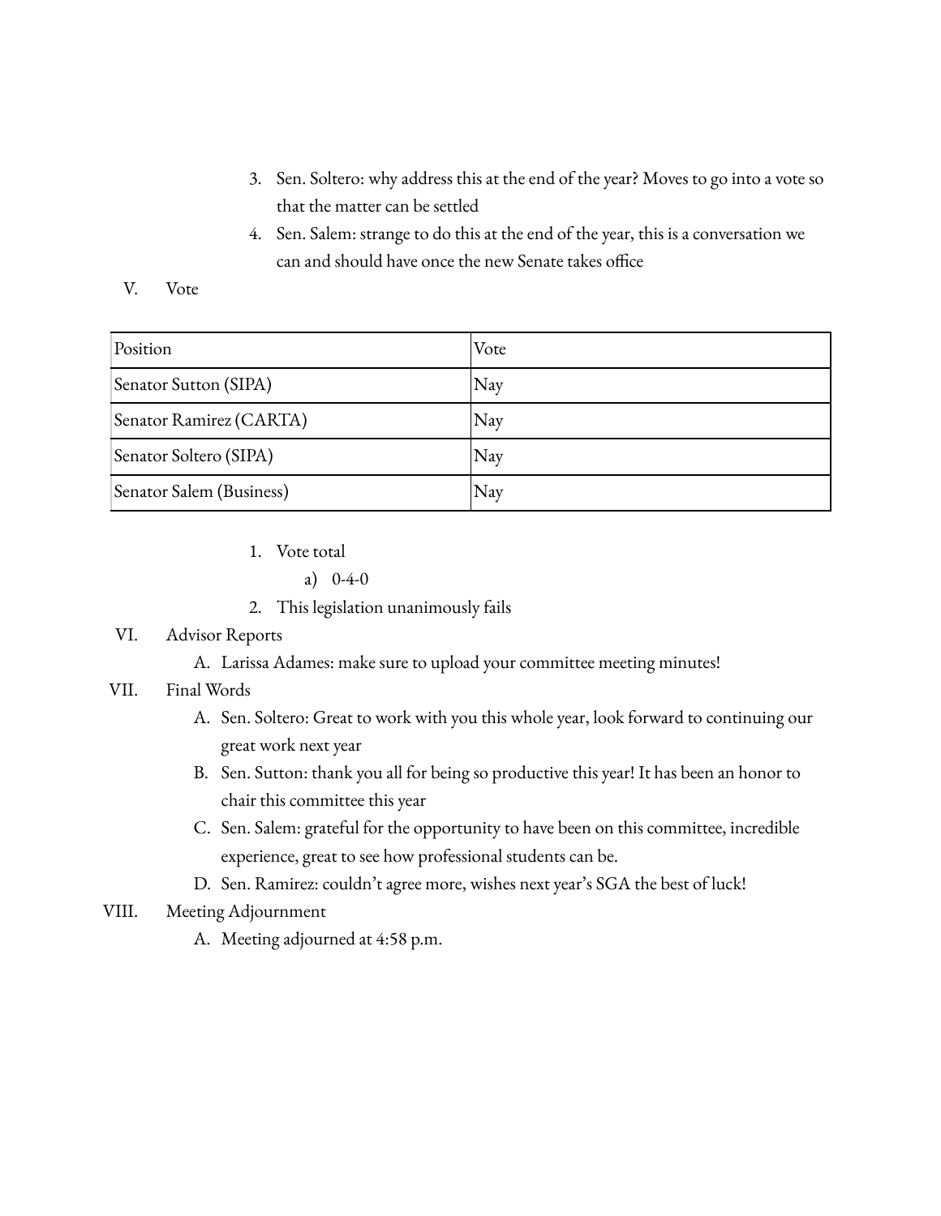3. Sen. Soltero: why address this at the end of the year? Moves to go into a vote so that the matter can be settled
4. Sen. Salem: strange to do this at the end of the year, this is a conversation we can and should have once the new Senate takes office

V. Vote

| Position | Vote |
|---|---|
| Senator Sutton (SIPA) | Nay |
| Senator Ramirez (CARTA) | Nay |
| Senator Soltero (SIPA) | Nay |
| Senator Salem (Business) | Nay |

1. Vote total
   a) 0-4-0
2. This legislation unanimously fails

VI. Advisor Reports
   A. Larissa Adames: make sure to upload your committee meeting minutes!

VII. Final Words
   A. Sen. Soltero: Great to work with you this whole year, look forward to continuing our great work next year
   B. Sen. Sutton: thank you all for being so productive this year! It has been an honor to chair this committee this year
   C. Sen. Salem: grateful for the opportunity to have been on this committee, incredible experience, great to see how professional students can be.
   D. Sen. Ramirez: couldn't agree more, wishes next year's SGA the best of luck!

VIII. Meeting Adjournment
   A. Meeting adjourned at 4:58 p.m.